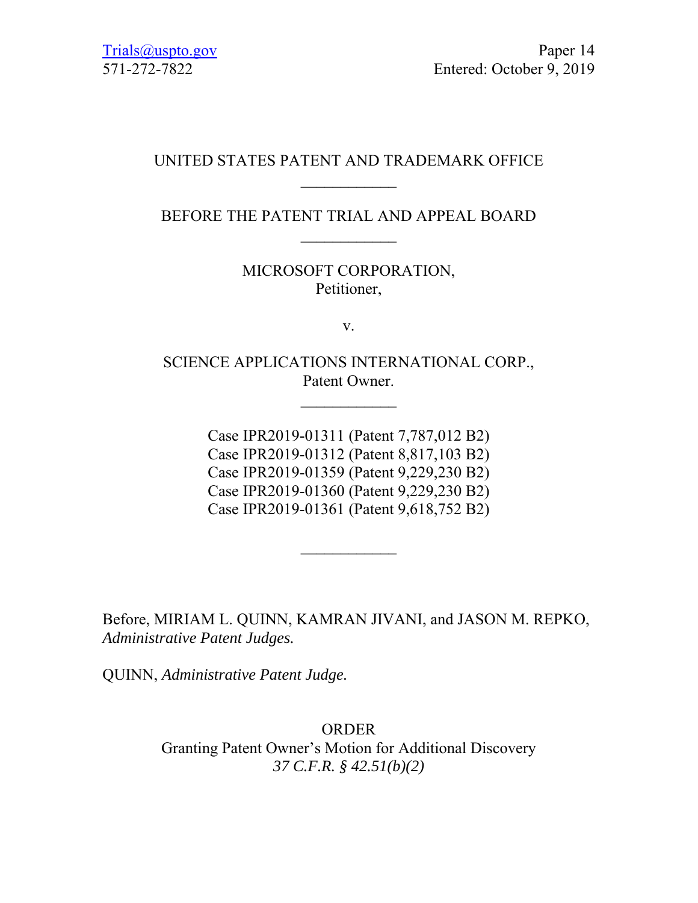Trials@uspto.gov
571-272-7822

Paper 14
Entered: October 9, 2019

UNITED STATES PATENT AND TRADEMARK OFFICE

____________

BEFORE THE PATENT TRIAL AND APPEAL BOARD

____________

MICROSOFT CORPORATION,
Petitioner,

v.

SCIENCE APPLICATIONS INTERNATIONAL CORP.,
Patent Owner.

____________

Case IPR2019-01311 (Patent 7,787,012 B2)
Case IPR2019-01312 (Patent 8,817,103 B2)
Case IPR2019-01359 (Patent 9,229,230 B2)
Case IPR2019-01360 (Patent 9,229,230 B2)
Case IPR2019-01361 (Patent 9,618,752 B2)

____________

Before, MIRIAM L. QUINN, KAMRAN JIVANI, and JASON M. REPKO, *Administrative Patent Judges.*

QUINN, *Administrative Patent Judge.*

ORDER
Granting Patent Owner's Motion for Additional Discovery
*37 C.F.R. § 42.51(b)(2)*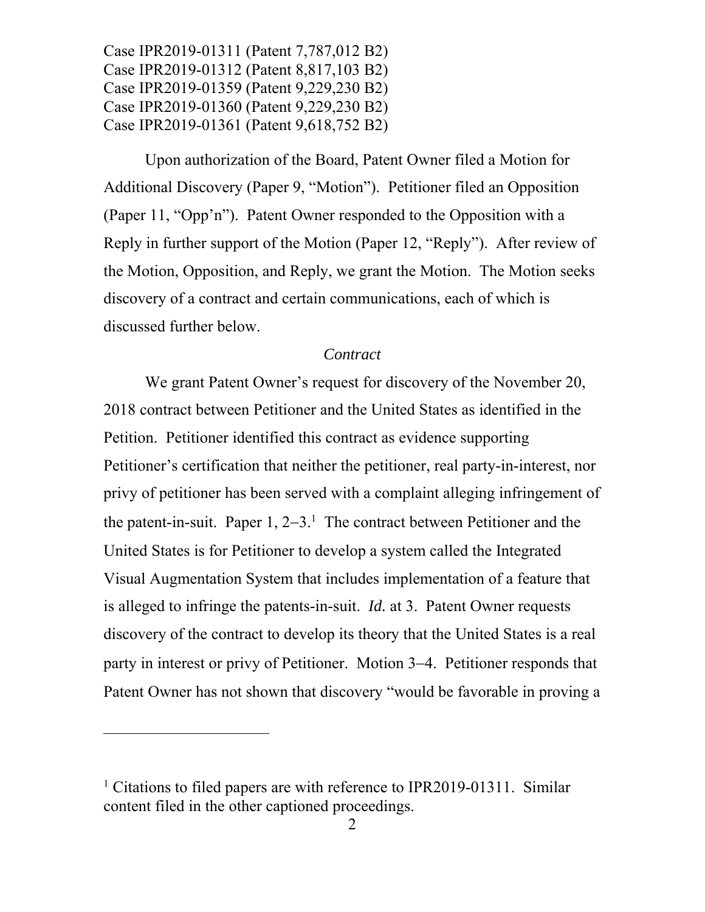Case IPR2019-01311 (Patent 7,787,012 B2)
Case IPR2019-01312 (Patent 8,817,103 B2)
Case IPR2019-01359 (Patent 9,229,230 B2)
Case IPR2019-01360 (Patent 9,229,230 B2)
Case IPR2019-01361 (Patent 9,618,752 B2)

Upon authorization of the Board, Patent Owner filed a Motion for Additional Discovery (Paper 9, "Motion"). Petitioner filed an Opposition (Paper 11, "Opp'n"). Patent Owner responded to the Opposition with a Reply in further support of the Motion (Paper 12, "Reply"). After review of the Motion, Opposition, and Reply, we grant the Motion. The Motion seeks discovery of a contract and certain communications, each of which is discussed further below.

*Contract*

We grant Patent Owner's request for discovery of the November 20, 2018 contract between Petitioner and the United States as identified in the Petition. Petitioner identified this contract as evidence supporting Petitioner's certification that neither the petitioner, real party-in-interest, nor privy of petitioner has been served with a complaint alleging infringement of the patent-in-suit. Paper 1, 2–3.[1] The contract between Petitioner and the United States is for Petitioner to develop a system called the Integrated Visual Augmentation System that includes implementation of a feature that is alleged to infringe the patents-in-suit. *Id.* at 3. Patent Owner requests discovery of the contract to develop its theory that the United States is a real party in interest or privy of Petitioner. Motion 3–4. Petitioner responds that Patent Owner has not shown that discovery "would be favorable in proving a

[1] Citations to filed papers are with reference to IPR2019-01311. Similar content filed in the other captioned proceedings.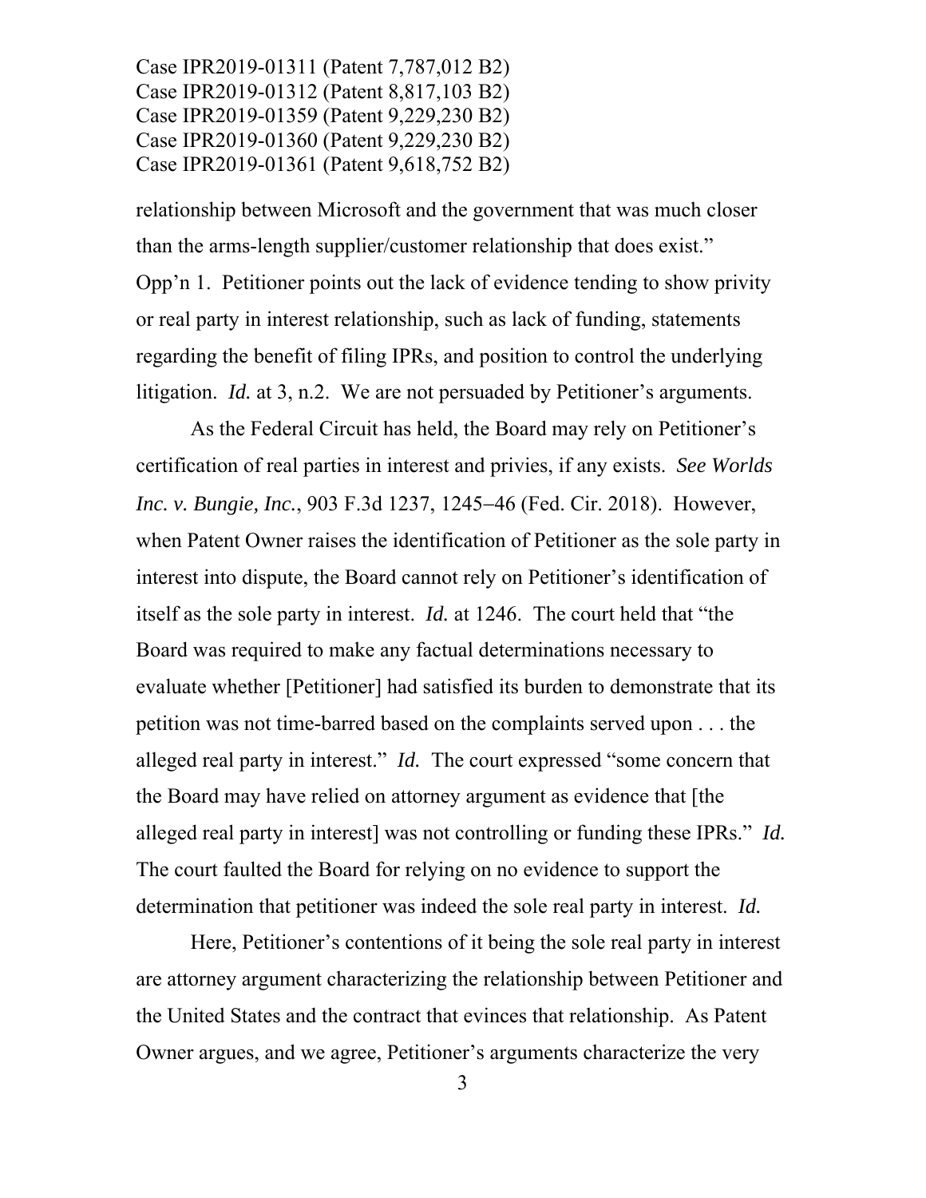relationship between Microsoft and the government that was much closer than the arms-length supplier/customer relationship that does exist." Opp'n 1. Petitioner points out the lack of evidence tending to show privity or real party in interest relationship, such as lack of funding, statements regarding the benefit of filing IPRs, and position to control the underlying litigation. *Id.* at 3, n.2. We are not persuaded by Petitioner's arguments.

As the Federal Circuit has held, the Board may rely on Petitioner's certification of real parties in interest and privies, if any exists. *See Worlds Inc. v. Bungie, Inc.*, 903 F.3d 1237, 1245–46 (Fed. Cir. 2018). However, when Patent Owner raises the identification of Petitioner as the sole party in interest into dispute, the Board cannot rely on Petitioner's identification of itself as the sole party in interest. *Id.* at 1246. The court held that "the Board was required to make any factual determinations necessary to evaluate whether [Petitioner] had satisfied its burden to demonstrate that its petition was not time-barred based on the complaints served upon . . . the alleged real party in interest." *Id.* The court expressed "some concern that the Board may have relied on attorney argument as evidence that [the alleged real party in interest] was not controlling or funding these IPRs." *Id.* The court faulted the Board for relying on no evidence to support the determination that petitioner was indeed the sole real party in interest. *Id.*

Here, Petitioner's contentions of it being the sole real party in interest are attorney argument characterizing the relationship between Petitioner and the United States and the contract that evinces that relationship. As Patent Owner argues, and we agree, Petitioner's arguments characterize the very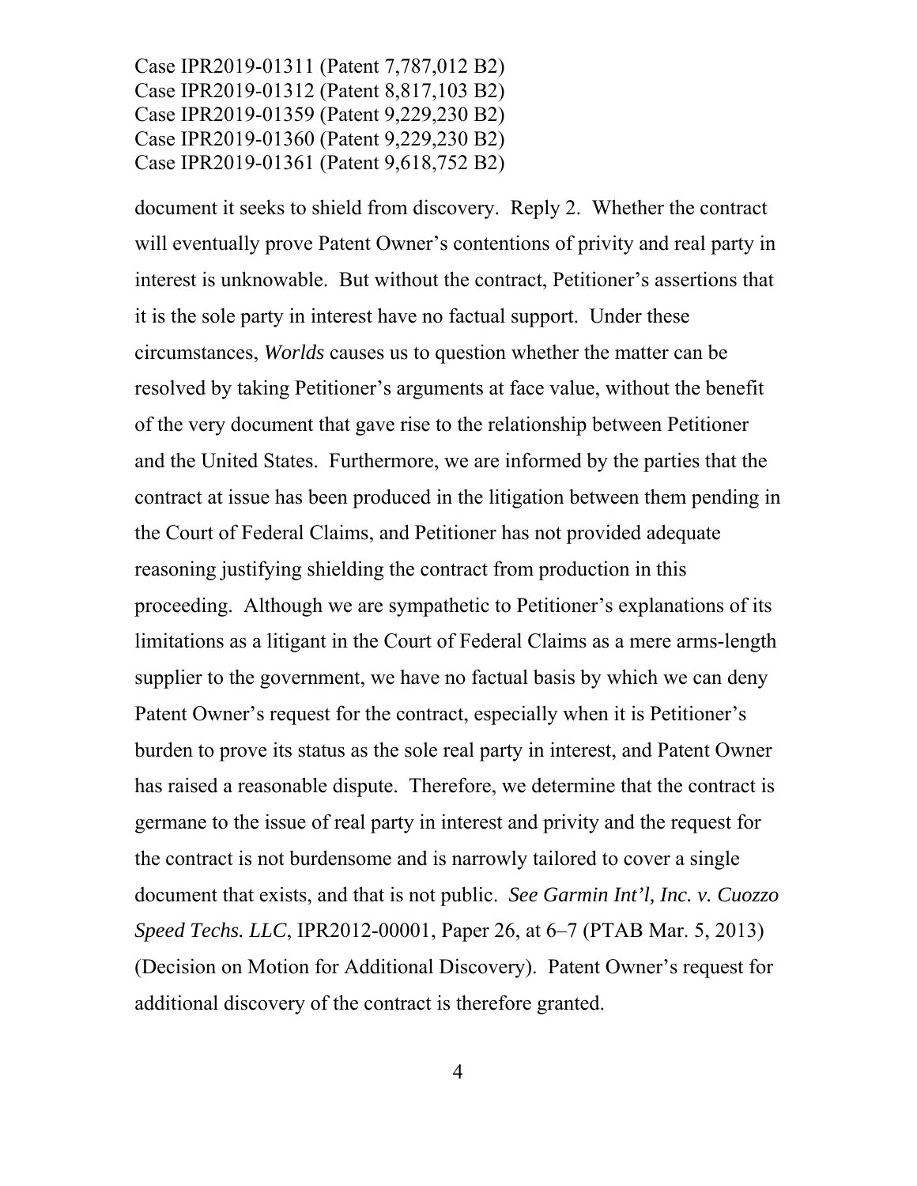document it seeks to shield from discovery. Reply 2. Whether the contract will eventually prove Patent Owner's contentions of privity and real party in interest is unknowable. But without the contract, Petitioner's assertions that it is the sole party in interest have no factual support. Under these circumstances, *Worlds* causes us to question whether the matter can be resolved by taking Petitioner's arguments at face value, without the benefit of the very document that gave rise to the relationship between Petitioner and the United States. Furthermore, we are informed by the parties that the contract at issue has been produced in the litigation between them pending in the Court of Federal Claims, and Petitioner has not provided adequate reasoning justifying shielding the contract from production in this proceeding. Although we are sympathetic to Petitioner's explanations of its limitations as a litigant in the Court of Federal Claims as a mere arms-length supplier to the government, we have no factual basis by which we can deny Patent Owner's request for the contract, especially when it is Petitioner's burden to prove its status as the sole real party in interest, and Patent Owner has raised a reasonable dispute. Therefore, we determine that the contract is germane to the issue of real party in interest and privity and the request for the contract is not burdensome and is narrowly tailored to cover a single document that exists, and that is not public. *See Garmin Int'l, Inc. v. Cuozzo Speed Techs. LLC*, IPR2012-00001, Paper 26, at 6–7 (PTAB Mar. 5, 2013) (Decision on Motion for Additional Discovery). Patent Owner's request for additional discovery of the contract is therefore granted.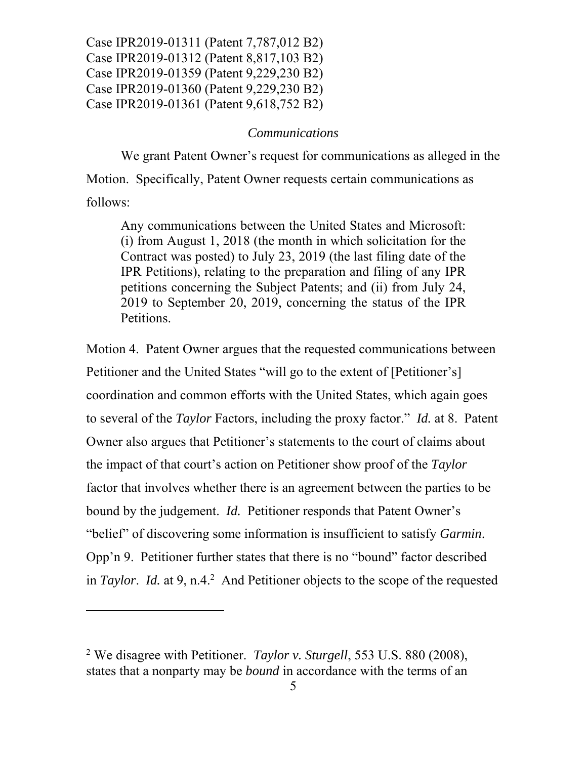Case IPR2019-01311 (Patent 7,787,012 B2)
Case IPR2019-01312 (Patent 8,817,103 B2)
Case IPR2019-01359 (Patent 9,229,230 B2)
Case IPR2019-01360 (Patent 9,229,230 B2)
Case IPR2019-01361 (Patent 9,618,752 B2)

*Communications*

We grant Patent Owner's request for communications as alleged in the Motion. Specifically, Patent Owner requests certain communications as follows:

> Any communications between the United States and Microsoft: (i) from August 1, 2018 (the month in which solicitation for the Contract was posted) to July 23, 2019 (the last filing date of the IPR Petitions), relating to the preparation and filing of any IPR petitions concerning the Subject Patents; and (ii) from July 24, 2019 to September 20, 2019, concerning the status of the IPR Petitions.

Motion 4. Patent Owner argues that the requested communications between Petitioner and the United States "will go to the extent of [Petitioner's] coordination and common efforts with the United States, which again goes to several of the *Taylor* Factors, including the proxy factor." *Id.* at 8. Patent Owner also argues that Petitioner's statements to the court of claims about the impact of that court's action on Petitioner show proof of the *Taylor* factor that involves whether there is an agreement between the parties to be bound by the judgement. *Id.* Petitioner responds that Patent Owner's "belief" of discovering some information is insufficient to satisfy *Garmin*. Opp'n 9. Petitioner further states that there is no "bound" factor described in *Taylor*. *Id.* at 9, n.4.[2] And Petitioner objects to the scope of the requested

---

[2] We disagree with Petitioner. *Taylor v. Sturgell*, 553 U.S. 880 (2008), states that a nonparty may be *bound* in accordance with the terms of an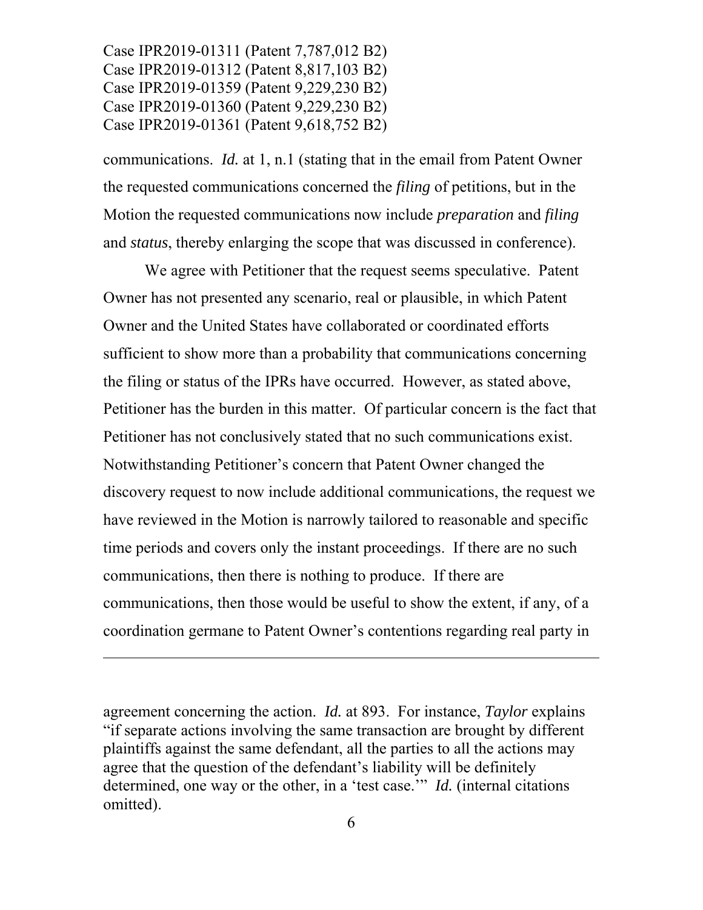communications. *Id.* at 1, n.1 (stating that in the email from Patent Owner the requested communications concerned the *filing* of petitions, but in the Motion the requested communications now include *preparation* and *filing* and *status*, thereby enlarging the scope that was discussed in conference).

We agree with Petitioner that the request seems speculative. Patent Owner has not presented any scenario, real or plausible, in which Patent Owner and the United States have collaborated or coordinated efforts sufficient to show more than a probability that communications concerning the filing or status of the IPRs have occurred. However, as stated above, Petitioner has the burden in this matter. Of particular concern is the fact that Petitioner has not conclusively stated that no such communications exist. Notwithstanding Petitioner's concern that Patent Owner changed the discovery request to now include additional communications, the request we have reviewed in the Motion is narrowly tailored to reasonable and specific time periods and covers only the instant proceedings. If there are no such communications, then there is nothing to produce. If there are communications, then those would be useful to show the extent, if any, of a coordination germane to Patent Owner's contentions regarding real party in

---

agreement concerning the action. *Id.* at 893. For instance, *Taylor* explains "if separate actions involving the same transaction are brought by different plaintiffs against the same defendant, all the parties to all the actions may agree that the question of the defendant's liability will be definitely determined, one way or the other, in a 'test case.'" *Id.* (internal citations omitted).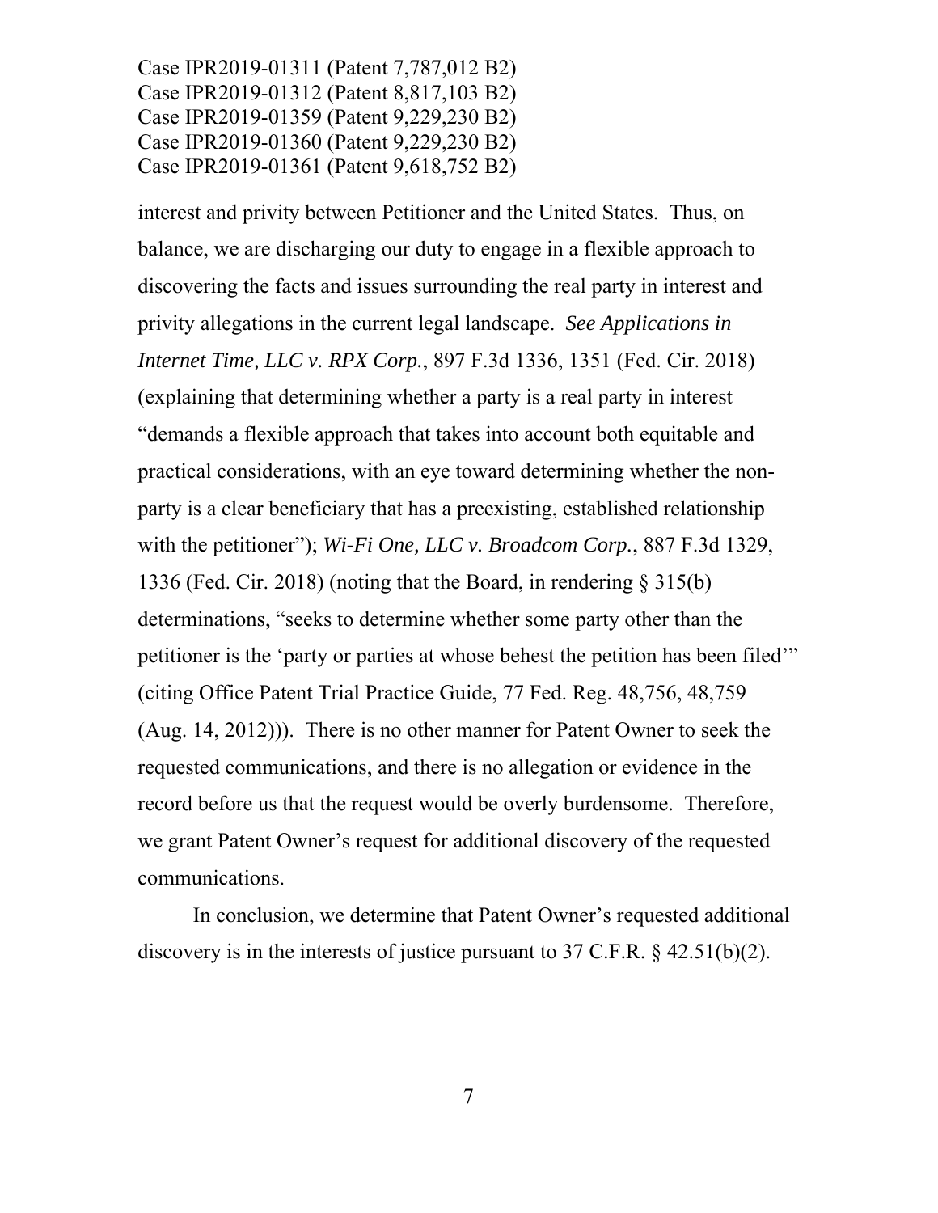interest and privity between Petitioner and the United States. Thus, on balance, we are discharging our duty to engage in a flexible approach to discovering the facts and issues surrounding the real party in interest and privity allegations in the current legal landscape. *See Applications in Internet Time, LLC v. RPX Corp.*, 897 F.3d 1336, 1351 (Fed. Cir. 2018) (explaining that determining whether a party is a real party in interest "demands a flexible approach that takes into account both equitable and practical considerations, with an eye toward determining whether the non-party is a clear beneficiary that has a preexisting, established relationship with the petitioner"); *Wi-Fi One, LLC v. Broadcom Corp.*, 887 F.3d 1329, 1336 (Fed. Cir. 2018) (noting that the Board, in rendering § 315(b) determinations, "seeks to determine whether some party other than the petitioner is the 'party or parties at whose behest the petition has been filed'" (citing Office Patent Trial Practice Guide, 77 Fed. Reg. 48,756, 48,759 (Aug. 14, 2012))). There is no other manner for Patent Owner to seek the requested communications, and there is no allegation or evidence in the record before us that the request would be overly burdensome. Therefore, we grant Patent Owner's request for additional discovery of the requested communications.

In conclusion, we determine that Patent Owner's requested additional discovery is in the interests of justice pursuant to 37 C.F.R. § 42.51(b)(2).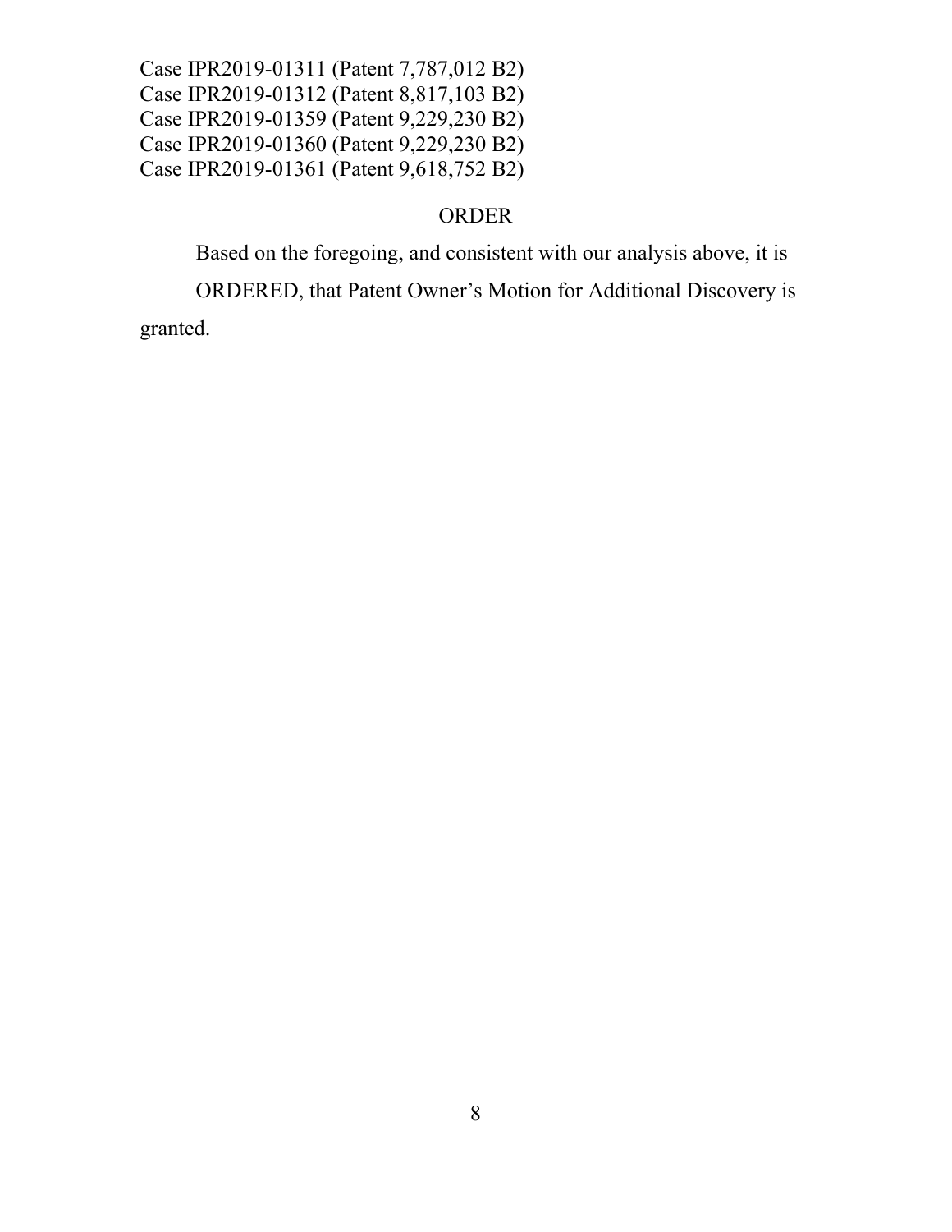Case IPR2019-01311 (Patent 7,787,012 B2)
Case IPR2019-01312 (Patent 8,817,103 B2)
Case IPR2019-01359 (Patent 9,229,230 B2)
Case IPR2019-01360 (Patent 9,229,230 B2)
Case IPR2019-01361 (Patent 9,618,752 B2)

## ORDER

Based on the foregoing, and consistent with our analysis above, it is

ORDERED, that Patent Owner's Motion for Additional Discovery is granted.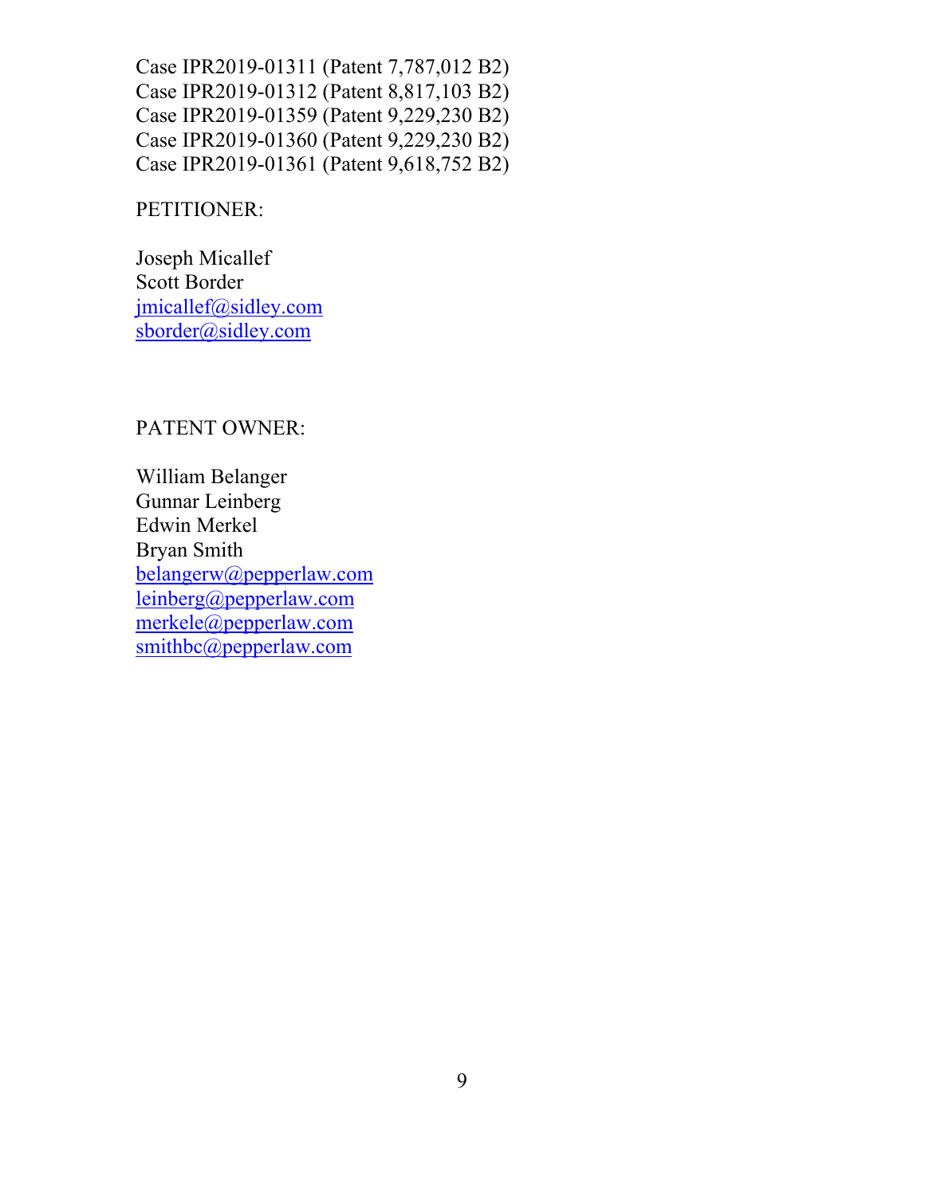Case IPR2019-01311 (Patent 7,787,012 B2)
Case IPR2019-01312 (Patent 8,817,103 B2)
Case IPR2019-01359 (Patent 9,229,230 B2)
Case IPR2019-01360 (Patent 9,229,230 B2)
Case IPR2019-01361 (Patent 9,618,752 B2)

PETITIONER:

Joseph Micallef
Scott Border
jmicallef@sidley.com
sborder@sidley.com

PATENT OWNER:

William Belanger
Gunnar Leinberg
Edwin Merkel
Bryan Smith
belangerw@pepperlaw.com
leinberg@pepperlaw.com
merkele@pepperlaw.com
smithbc@pepperlaw.com